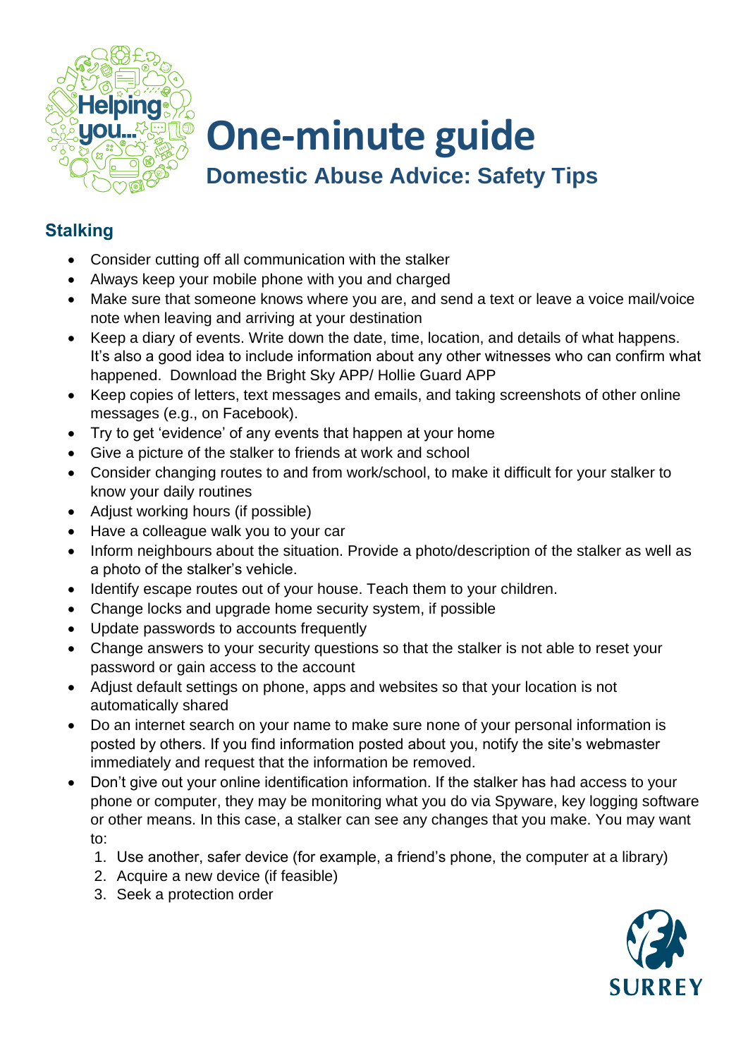# One-minute guide

## Domestic Abuse Advice: Safety Tips

### Stalking

- Consider cutting off all communication with the stalker
- Always keep your mobile phone with you and charged
- Make sure that someone knows where you are, and send a text or leave a voice mail/voice note when leaving and arriving at your destination
- Keep a diary of events. Write down the date, time, location, and details of what happens. It's also a good idea to include information about any other witnesses who can confirm what happened. Download the Bright Sky APP/ Hollie Guard APP
- Keep copies of letters, text messages and emails, and taking screenshots of other online messages (e.g., on Facebook).
- Try to get 'evidence' of any events that happen at your home
- Give a picture of the stalker to friends at work and school
- Consider changing routes to and from work/school, to make it difficult for your stalker to know your daily routines
- Adjust working hours (if possible)
- Have a colleague walk you to your car
- Inform neighbours about the situation. Provide a photo/description of the stalker as well as a photo of the stalker's vehicle.
- Identify escape routes out of your house. Teach them to your children.
- Change locks and upgrade home security system, if possible
- Update passwords to accounts frequently
- Change answers to your security questions so that the stalker is not able to reset your password or gain access to the account
- Adjust default settings on phone, apps and websites so that your location is not automatically shared
- Do an internet search on your name to make sure none of your personal information is posted by others. If you find information posted about you, notify the site's webmaster immediately and request that the information be removed.
- Don't give out your online identification information. If the stalker has had access to your phone or computer, they may be monitoring what you do via Spyware, key logging software or other means. In this case, a stalker can see any changes that you make. You may want to:
  1. Use another, safer device (for example, a friend's phone, the computer at a library)
  2. Acquire a new device (if feasible)
  3. Seek a protection order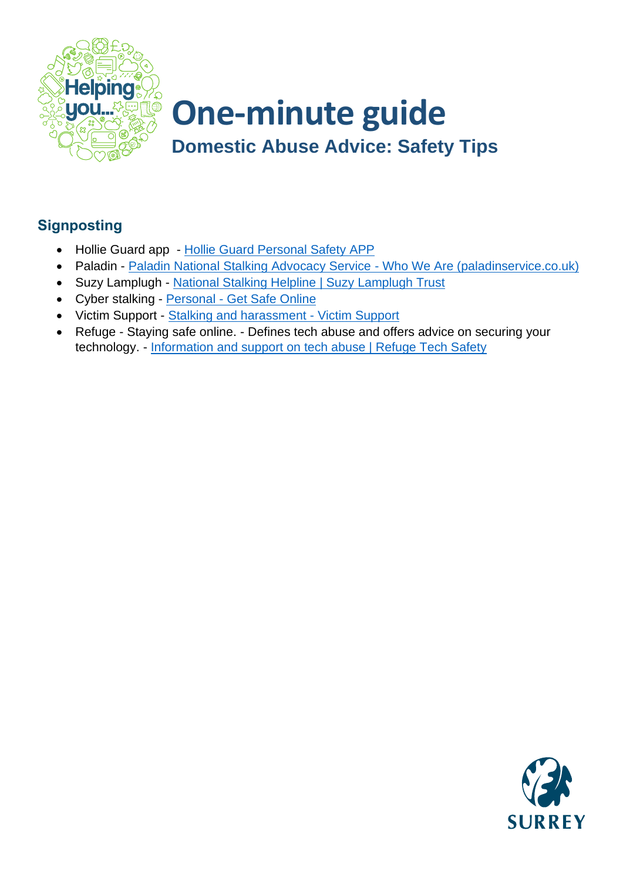# One-minute guide

## Domestic Abuse Advice: Safety Tips

### Signposting

- Hollie Guard app - Hollie Guard Personal Safety APP
- Paladin - Paladin National Stalking Advocacy Service - Who We Are (paladinservice.co.uk)
- Suzy Lamplugh - National Stalking Helpline | Suzy Lamplugh Trust
- Cyber stalking - Personal - Get Safe Online
- Victim Support - Stalking and harassment - Victim Support
- Refuge - Staying safe online. - Defines tech abuse and offers advice on securing your technology. - Information and support on tech abuse | Refuge Tech Safety